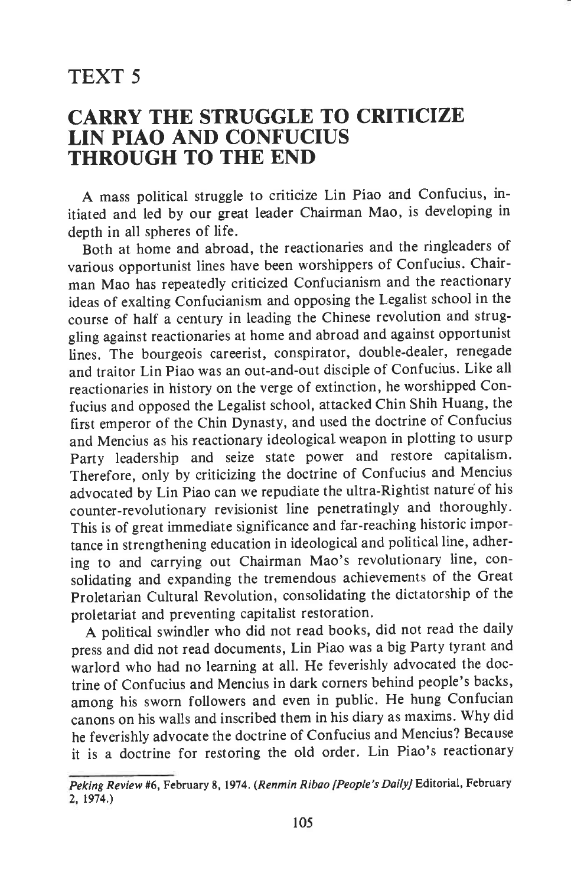## TEXT 5

# CARRY THE STRUGGLE TO CRITICIZE LIN PIAO AND CONFUCIUS THROUGH TO THE END

A mass political struggle to criticize Lin Piao and Confucius, initiated and led by our great leader Chairman Mao, is developing in depth in all spheres of life.

Both at home and abroad, the reactionaries and the ringleaders of various opportunist lines have been worshippers of Confucius. Chairman Mao has repeatedly criticized Confucianism and the reactionary ideas of exalting Confucianism and opposing the Legalist school in the course of half a century in leading the Chinese revolution and struggling against reactionaries at home and abroad and against opportunist lines. The bourgeois careerist, conspirator, double-dealer, renegade and traitor Lin Piao was an out-and-out disciple of Confucius. Like all reactionaries in history on the verge of extinction, he worshipped Confucius and opposed the Legalist school, attacked Chin Shih Huang, the first emperor of the Chin Dynasty, and used the doctrine of Confucius and Mencius as his reactionary ideological weapon in plotting to usurp Party leadership and seize state power and restore capitalism. Therefore, only by criticizing the doctrine of Confucius and Mencius advocated by Lin Piao can we repudiate the ultra-Rightist nature of his counter-revolutionary revisionist line penetratingly and thoroughly. This is of great immediate significance and far-reaching historic importance in strengthening education in ideological and political line, adhering to and carrying out Chairman Mao's revolutionary line, consolidating and expanding the tremendous achievements of the Great Proletarian Cultural Revolution, consolidating the dictatorship of the proletariat and preventing capitalist restoration.

A political swindler who did not read books, did not read the daily press and did not read documents, Lin Piao was a big Party tyrant and warlord who had no learning at all. He feverishly advocated the doctrine of Confucius and Mencius in dark corners behind people's backs, among his sworn followers and even in public. He hung Confucian canons on his walls and inscribed them in his diary as maxims. Why did he feverishly advocate the doctrine of Confucius and Mencius? Because it is a doctrine for restoring the old order. Lin Piao's reactionary

---

*Peking Review* #6, February 8, 1974. (*Renmin Ribao [People's Daily]* Editorial, February 2, 1974.)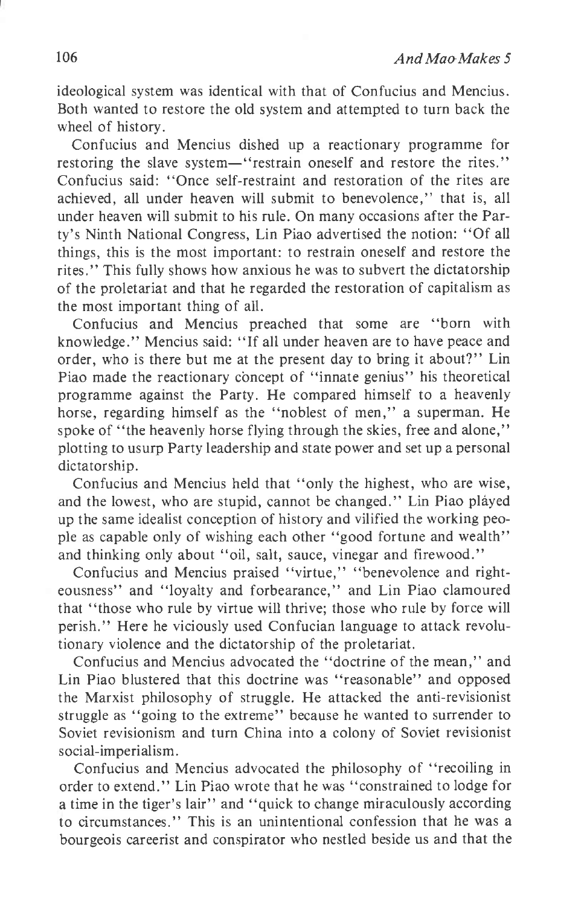ideological system was identical with that of Confucius and Mencius. Both wanted to restore the old system and attempted to turn back the wheel of history.

Confucius and Mencius dished up a reactionary programme for restoring the slave system—"restrain oneself and restore the rites." Confucius said: "Once self-restraint and restoration of the rites are achieved, all under heaven will submit to benevolence," that is, all under heaven will submit to his rule. On many occasions after the Party's Ninth National Congress, Lin Piao advertised the notion: "Of all things, this is the most important: to restrain oneself and restore the rites." This fully shows how anxious he was to subvert the dictatorship of the proletariat and that he regarded the restoration of capitalism as the most important thing of all.

Confucius and Mencius preached that some are "born with knowledge." Mencius said: "If all under heaven are to have peace and order, who is there but me at the present day to bring it about?" Lin Piao made the reactionary concept of "innate genius" his theoretical programme against the Party. He compared himself to a heavenly horse, regarding himself as the "noblest of men," a superman. He spoke of "the heavenly horse flying through the skies, free and alone," plotting to usurp Party leadership and state power and set up a personal dictatorship.

Confucius and Mencius held that "only the highest, who are wise, and the lowest, who are stupid, cannot be changed." Lin Piao played up the same idealist conception of history and vilified the working people as capable only of wishing each other "good fortune and wealth" and thinking only about "oil, salt, sauce, vinegar and firewood."

Confucius and Mencius praised "virtue," "benevolence and righteousness" and "loyalty and forbearance," and Lin Piao clamoured that "those who rule by virtue will thrive; those who rule by force will perish." Here he viciously used Confucian language to attack revolutionary violence and the dictatorship of the proletariat.

Confucius and Mencius advocated the "doctrine of the mean," and Lin Piao blustered that this doctrine was "reasonable" and opposed the Marxist philosophy of struggle. He attacked the anti-revisionist struggle as "going to the extreme" because he wanted to surrender to Soviet revisionism and turn China into a colony of Soviet revisionist social-imperialism.

Confucius and Mencius advocated the philosophy of "recoiling in order to extend." Lin Piao wrote that he was "constrained to lodge for a time in the tiger's lair" and "quick to change miraculously according to circumstances." This is an unintentional confession that he was a bourgeois careerist and conspirator who nestled beside us and that the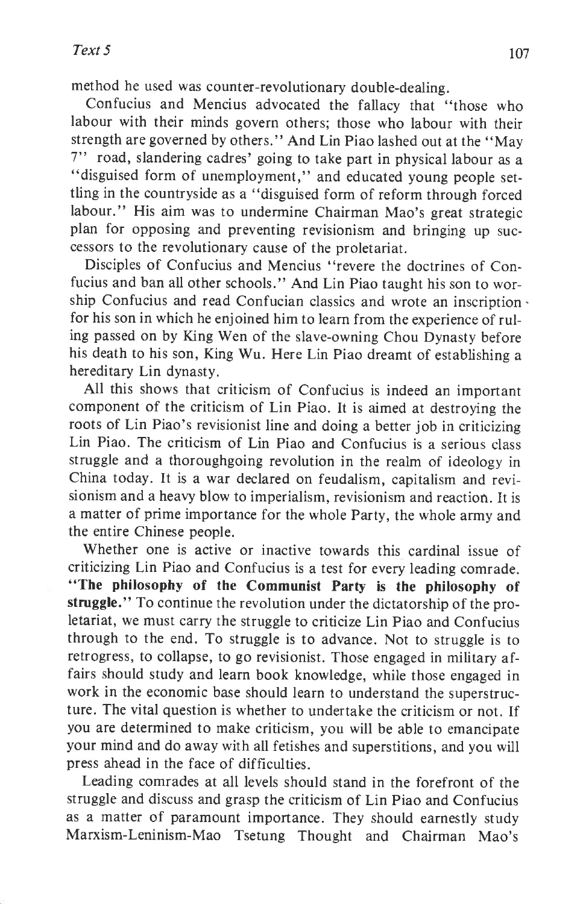method he used was counter-revolutionary double-dealing.

Confucius and Mencius advocated the fallacy that "those who labour with their minds govern others; those who labour with their strength are governed by others." And Lin Piao lashed out at the "May 7" road, slandering cadres' going to take part in physical labour as a "disguised form of unemployment," and educated young people settling in the countryside as a "disguised form of reform through forced labour." His aim was to undermine Chairman Mao's great strategic plan for opposing and preventing revisionism and bringing up successors to the revolutionary cause of the proletariat.

Disciples of Confucius and Mencius "revere the doctrines of Confucius and ban all other schools." And Lin Piao taught his son to worship Confucius and read Confucian classics and wrote an inscription for his son in which he enjoined him to learn from the experience of ruling passed on by King Wen of the slave-owning Chou Dynasty before his death to his son, King Wu. Here Lin Piao dreamt of establishing a hereditary Lin dynasty.

All this shows that criticism of Confucius is indeed an important component of the criticism of Lin Piao. It is aimed at destroying the roots of Lin Piao's revisionist line and doing a better job in criticizing Lin Piao. The criticism of Lin Piao and Confucius is a serious class struggle and a thoroughgoing revolution in the realm of ideology in China today. It is a war declared on feudalism, capitalism and revisionism and a heavy blow to imperialism, revisionism and reaction. It is a matter of prime importance for the whole Party, the whole army and the entire Chinese people.

Whether one is active or inactive towards this cardinal issue of criticizing Lin Piao and Confucius is a test for every leading comrade. **"The philosophy of the Communist Party is the philosophy of struggle."** To continue the revolution under the dictatorship of the proletariat, we must carry the struggle to criticize Lin Piao and Confucius through to the end. To struggle is to advance. Not to struggle is to retrogress, to collapse, to go revisionist. Those engaged in military affairs should study and learn book knowledge, while those engaged in work in the economic base should learn to understand the superstructure. The vital question is whether to undertake the criticism or not. If you are determined to make criticism, you will be able to emancipate your mind and do away with all fetishes and superstitions, and you will press ahead in the face of difficulties.

Leading comrades at all levels should stand in the forefront of the struggle and discuss and grasp the criticism of Lin Piao and Confucius as a matter of paramount importance. They should earnestly study Marxism-Leninism-Mao Tsetung Thought and Chairman Mao's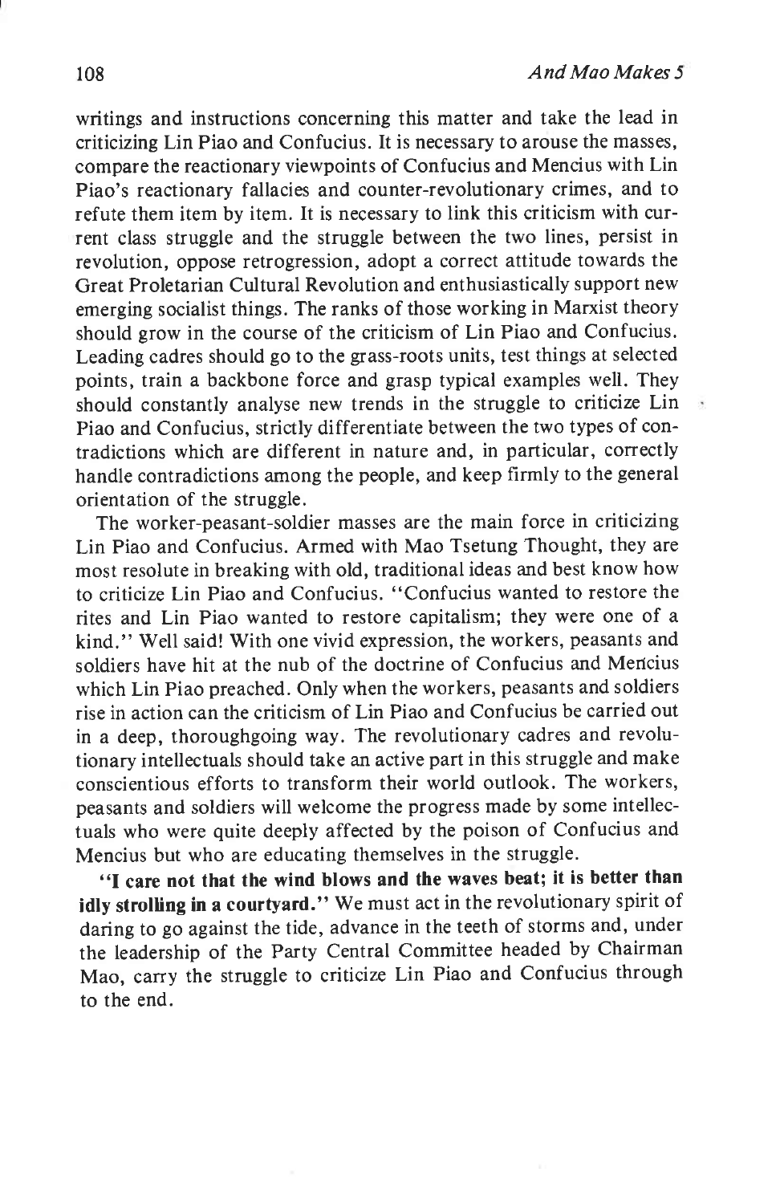writings and instructions concerning this matter and take the lead in criticizing Lin Piao and Confucius. It is necessary to arouse the masses, compare the reactionary viewpoints of Confucius and Mencius with Lin Piao's reactionary fallacies and counter-revolutionary crimes, and to refute them item by item. It is necessary to link this criticism with current class struggle and the struggle between the two lines, persist in revolution, oppose retrogression, adopt a correct attitude towards the Great Proletarian Cultural Revolution and enthusiastically support new emerging socialist things. The ranks of those working in Marxist theory should grow in the course of the criticism of Lin Piao and Confucius. Leading cadres should go to the grass-roots units, test things at selected points, train a backbone force and grasp typical examples well. They should constantly analyse new trends in the struggle to criticize Lin Piao and Confucius, strictly differentiate between the two types of contradictions which are different in nature and, in particular, correctly handle contradictions among the people, and keep firmly to the general orientation of the struggle.

The worker-peasant-soldier masses are the main force in criticizing Lin Piao and Confucius. Armed with Mao Tsetung Thought, they are most resolute in breaking with old, traditional ideas and best know how to criticize Lin Piao and Confucius. "Confucius wanted to restore the rites and Lin Piao wanted to restore capitalism; they were one of a kind." Well said! With one vivid expression, the workers, peasants and soldiers have hit at the nub of the doctrine of Confucius and Mencius which Lin Piao preached. Only when the workers, peasants and soldiers rise in action can the criticism of Lin Piao and Confucius be carried out in a deep, thoroughgoing way. The revolutionary cadres and revolutionary intellectuals should take an active part in this struggle and make conscientious efforts to transform their world outlook. The workers, peasants and soldiers will welcome the progress made by some intellectuals who were quite deeply affected by the poison of Confucius and Mencius but who are educating themselves in the struggle.

**"I care not that the wind blows and the waves beat; it is better than idly strolling in a courtyard."** We must act in the revolutionary spirit of daring to go against the tide, advance in the teeth of storms and, under the leadership of the Party Central Committee headed by Chairman Mao, carry the struggle to criticize Lin Piao and Confucius through to the end.